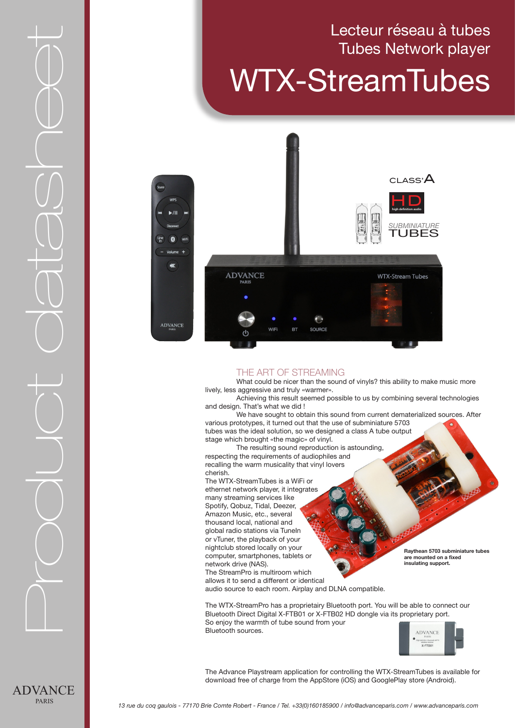# Lecteur réseau à tubes
# Tubes Network player
# WTX-StreamTubes

CLASS A

HD high definition audio

SUBMINIATURE TUBES

## THE ART OF STREAMING

What could be nicer than the sound of vinyls? this ability to make music more lively, less aggressive and truly «warmer».

Achieving this result seemed possible to us by combining several technologies and design. That's what we did !

We have sought to obtain this sound from current dematerialized sources. After various prototypes, it turned out that the use of subminiature 5703 tubes was the ideal solution, so we designed a class A tube output stage which brought «the magic» of vinyl.

The resulting sound reproduction is astounding, respecting the requirements of audiophiles and recalling the warm musicality that vinyl lovers cherish.

The WTX-StreamTubes is a WiFi or ethernet network player, it integrates many streaming services like Spotify, Qobuz, Tidal, Deezer, Amazon Music, etc., several thousand local, national and global radio stations via TuneIn or vTuner, the playback of your nightclub stored locally on your computer, smartphones, tablets or network drive (NAS).

The StreamPro is multiroom which allows it to send a different or identical audio source to each room. Airplay and DLNA compatible.

**Raythean 5703 subminiature tubes are mounted on a fixed insulating support.**

The WTX-StreamPro has a proprietairy Bluetooth port. You will be able to connect our Bluetooth Direct Digital X-FTB01 or X-FTB02 HD dongle via its proprietary port. So enjoy the warmth of tube sound from your Bluetooth sources.

The Advance Playstream application for controlling the WTX-StreamTubes is available for download free of charge from the AppStore (iOS) and GooglePlay store (Android).

*13 rue du coq gaulois - 77170 Brie Comte Robert - France / Tel. +33(0)160185900 / info@advanceparis.com / www.advanceparis.com*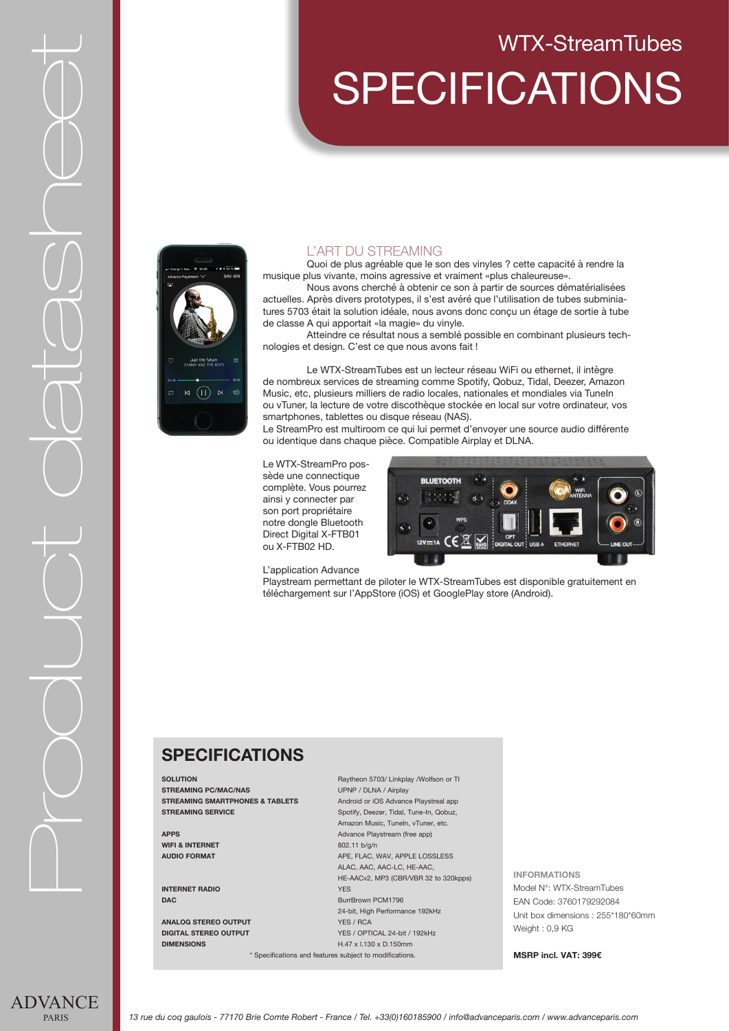# WTX-StreamTubes

# SPECIFICATIONS

## L'ART DU STREAMING

Quoi de plus agréable que le son des vinyles ? cette capacité à rendre la musique plus vivante, moins agressive et vraiment «plus chaleureuse».

Nous avons cherché à obtenir ce son à partir de sources dématérialisées actuelles. Après divers prototypes, il s'est avéré que l'utilisation de tubes subminiatures 5703 était la solution idéale, nous avons donc conçu un étage de sortie à tube de classe A qui apportait «la magie» du vinyle.

Atteindre ce résultat nous a semblé possible en combinant plusieurs technologies et design. C'est ce que nous avons fait !

Le WTX-StreamTubes est un lecteur réseau WiFi ou ethernet, il intègre de nombreux services de streaming comme Spotify, Qobuz, Tidal, Deezer, Amazon Music, etc, plusieurs milliers de radio locales, nationales et mondiales via TuneIn ou vTuner, la lecture de votre discothèque stockée en local sur votre ordinateur, vos smartphones, tablettes ou disque réseau (NAS).
Le StreamPro est multiroom ce qui lui permet d'envoyer une source audio différente ou identique dans chaque pièce. Compatible Airplay et DLNA.

Le WTX-StreamPro possède une connectique complète. Vous pourrez ainsi y connecter par son port propriétaire notre dongle Bluetooth Direct Digital X-FTB01 ou X-FTB02 HD.

L'application Advance Playstream permettant de piloter le WTX-StreamTubes est disponible gratuitement en téléchargement sur l'AppStore (iOS) et GooglePlay store (Android).

## SPECIFICATIONS

| | |
|---|---|
| **SOLUTION** | Raytheon 5703/ Linkplay /Wolfson or TI |
| **STREAMING PC/MAC/NAS** | UPNP / DLNA / Airplay |
| **STREAMING SMARTPHONES & TABLETS** | Android or iOS Advance Playstreal app |
| **STREAMING SERVICE** | Spotify, Deezer, Tidal, Tune-In, Qobuz, Amazon Music, TuneIn, vTuner, etc. |
| **APPS** | Advance Playstream (free app) |
| **WIFI & INTERNET** | 802.11 b/g/n |
| **AUDIO FORMAT** | APE, FLAC, WAV, APPLE LOSSLESS ALAC, AAC, AAC-LC, HE-AAC, HE-AACv2, MP3 (CBR/VBR 32 to 320kpps) |
| **INTERNET RADIO** | YES |
| **DAC** | BurrBrown PCM1796 24-bit, High Performance 192kHz |
| **ANALOG STEREO OUTPUT** | YES / RCA |
| **DIGITAL STEREO OUTPUT** | YES / OPTICAL 24-bit / 192kHz |
| **DIMENSIONS** | H.47 x l.130 x D.150mm |

* Specifications and features subject to modifications.

**INFORMATIONS**

Model N°: WTX-StreamTubes
EAN Code: 3760179292084
Unit box dimensions : 255*180*60mm
Weight : 0,9 KG

**MSRP incl. VAT: 399€**

*13 rue du coq gaulois - 77170 Brie Comte Robert - France / Tel. +33(0)160185900 / info@advanceparis.com / www.advanceparis.com*